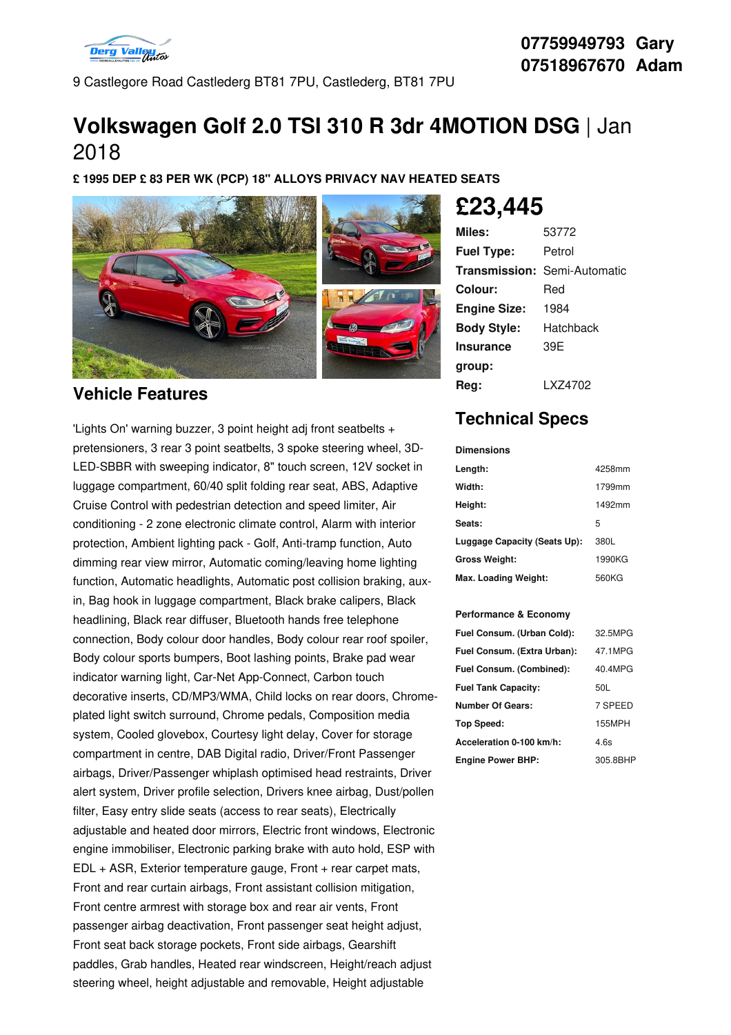07759949793 Gary
07518967670 Adam

9 Castlegore Road Castlederg BT81 7PU, Castlederg, BT81 7PU

# Volkswagen Golf 2.0 TSI 310 R 3dr 4MOTION DSG | Jan 2018

**£ 1995 DEP £ 83 PER WK (PCP) 18" ALLOYS PRIVACY NAV HEATED SEATS**

## £23,445

| | |
|---|---|
| **Miles:** | 53772 |
| **Fuel Type:** | Petrol |
| **Transmission:** | Semi-Automatic |
| **Colour:** | Red |
| **Engine Size:** | 1984 |
| **Body Style:** | Hatchback |
| **Insurance group:** | 39E |
| **Reg:** | LXZ4702 |

## Vehicle Features

'Lights On' warning buzzer, 3 point height adj front seatbelts + pretensioners, 3 rear 3 point seatbelts, 3 spoke steering wheel, 3D-LED-SBBR with sweeping indicator, 8" touch screen, 12V socket in luggage compartment, 60/40 split folding rear seat, ABS, Adaptive Cruise Control with pedestrian detection and speed limiter, Air conditioning - 2 zone electronic climate control, Alarm with interior protection, Ambient lighting pack - Golf, Anti-tramp function, Auto dimming rear view mirror, Automatic coming/leaving home lighting function, Automatic headlights, Automatic post collision braking, aux-in, Bag hook in luggage compartment, Black brake calipers, Black headlining, Black rear diffuser, Bluetooth hands free telephone connection, Body colour door handles, Body colour rear roof spoiler, Body colour sports bumpers, Boot lashing points, Brake pad wear indicator warning light, Car-Net App-Connect, Carbon touch decorative inserts, CD/MP3/WMA, Child locks on rear doors, Chrome-plated light switch surround, Chrome pedals, Composition media system, Cooled glovebox, Courtesy light delay, Cover for storage compartment in centre, DAB Digital radio, Driver/Front Passenger airbags, Driver/Passenger whiplash optimised head restraints, Driver alert system, Driver profile selection, Drivers knee airbag, Dust/pollen filter, Easy entry slide seats (access to rear seats), Electrically adjustable and heated door mirrors, Electric front windows, Electronic engine immobiliser, Electronic parking brake with auto hold, ESP with EDL + ASR, Exterior temperature gauge, Front + rear carpet mats, Front and rear curtain airbags, Front assistant collision mitigation, Front centre armrest with storage box and rear air vents, Front passenger airbag deactivation, Front passenger seat height adjust, Front seat back storage pockets, Front side airbags, Gearshift paddles, Grab handles, Heated rear windscreen, Height/reach adjust steering wheel, height adjustable and removable, Height adjustable

## Technical Specs

**Dimensions**

| | |
|---|---|
| **Length:** | 4258mm |
| **Width:** | 1799mm |
| **Height:** | 1492mm |
| **Seats:** | 5 |
| **Luggage Capacity (Seats Up):** | 380L |
| **Gross Weight:** | 1990KG |
| **Max. Loading Weight:** | 560KG |

**Performance & Economy**

| | |
|---|---|
| **Fuel Consum. (Urban Cold):** | 32.5MPG |
| **Fuel Consum. (Extra Urban):** | 47.1MPG |
| **Fuel Consum. (Combined):** | 40.4MPG |
| **Fuel Tank Capacity:** | 50L |
| **Number Of Gears:** | 7 SPEED |
| **Top Speed:** | 155MPH |
| **Acceleration 0-100 km/h:** | 4.6s |
| **Engine Power BHP:** | 305.8BHP |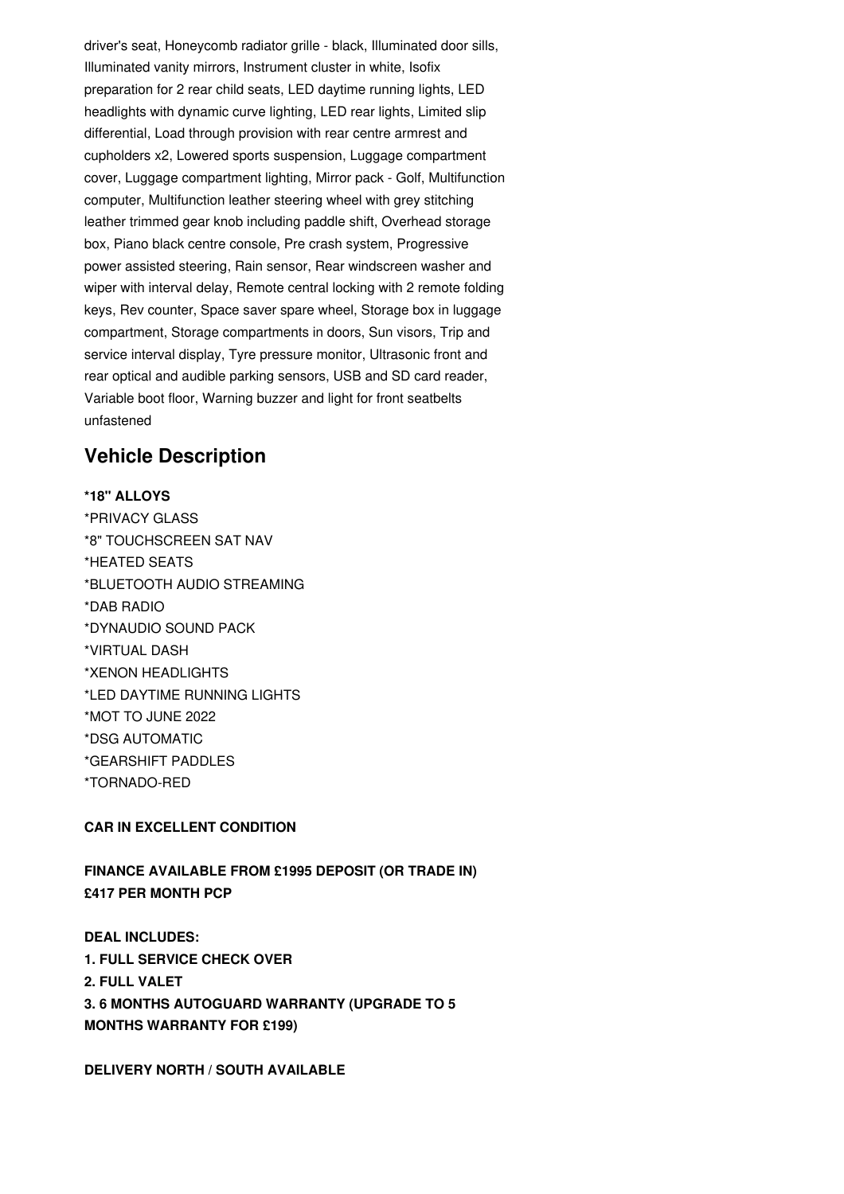driver's seat, Honeycomb radiator grille - black, Illuminated door sills, Illuminated vanity mirrors, Instrument cluster in white, Isofix preparation for 2 rear child seats, LED daytime running lights, LED headlights with dynamic curve lighting, LED rear lights, Limited slip differential, Load through provision with rear centre armrest and cupholders x2, Lowered sports suspension, Luggage compartment cover, Luggage compartment lighting, Mirror pack - Golf, Multifunction computer, Multifunction leather steering wheel with grey stitching leather trimmed gear knob including paddle shift, Overhead storage box, Piano black centre console, Pre crash system, Progressive power assisted steering, Rain sensor, Rear windscreen washer and wiper with interval delay, Remote central locking with 2 remote folding keys, Rev counter, Space saver spare wheel, Storage box in luggage compartment, Storage compartments in doors, Sun visors, Trip and service interval display, Tyre pressure monitor, Ultrasonic front and rear optical and audible parking sensors, USB and SD card reader, Variable boot floor, Warning buzzer and light for front seatbelts unfastened

## Vehicle Description

**\*18" ALLOYS**
\*PRIVACY GLASS
\*8" TOUCHSCREEN SAT NAV
\*HEATED SEATS
\*BLUETOOTH AUDIO STREAMING
\*DAB RADIO
\*DYNAUDIO SOUND PACK
\*VIRTUAL DASH
\*XENON HEADLIGHTS
\*LED DAYTIME RUNNING LIGHTS
\*MOT TO JUNE 2022
\*DSG AUTOMATIC
\*GEARSHIFT PADDLES
\*TORNADO-RED

**CAR IN EXCELLENT CONDITION**

**FINANCE AVAILABLE FROM £1995 DEPOSIT (OR TRADE IN) £417 PER MONTH PCP**

**DEAL INCLUDES:**
**1. FULL SERVICE CHECK OVER**
**2. FULL VALET**
**3. 6 MONTHS AUTOGUARD WARRANTY (UPGRADE TO 5 MONTHS WARRANTY FOR £199)**

**DELIVERY NORTH / SOUTH AVAILABLE**